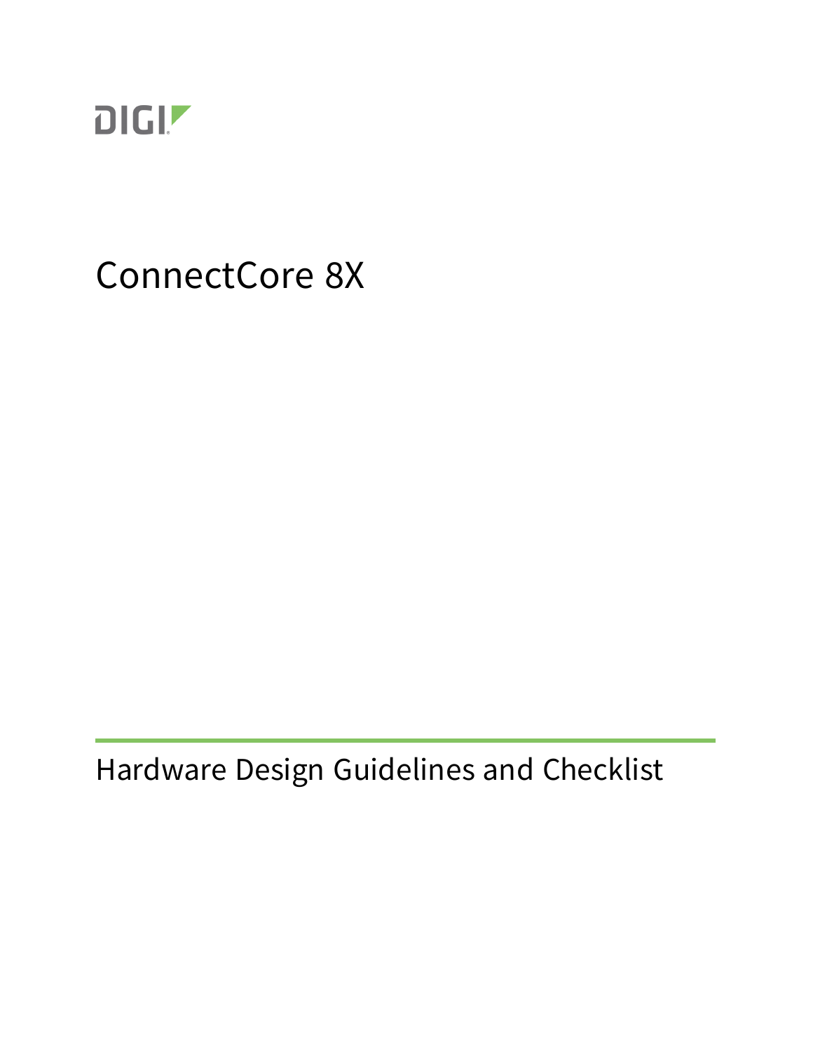DIGI

# ConnectCore 8X

## Hardware Design Guidelines and Checklist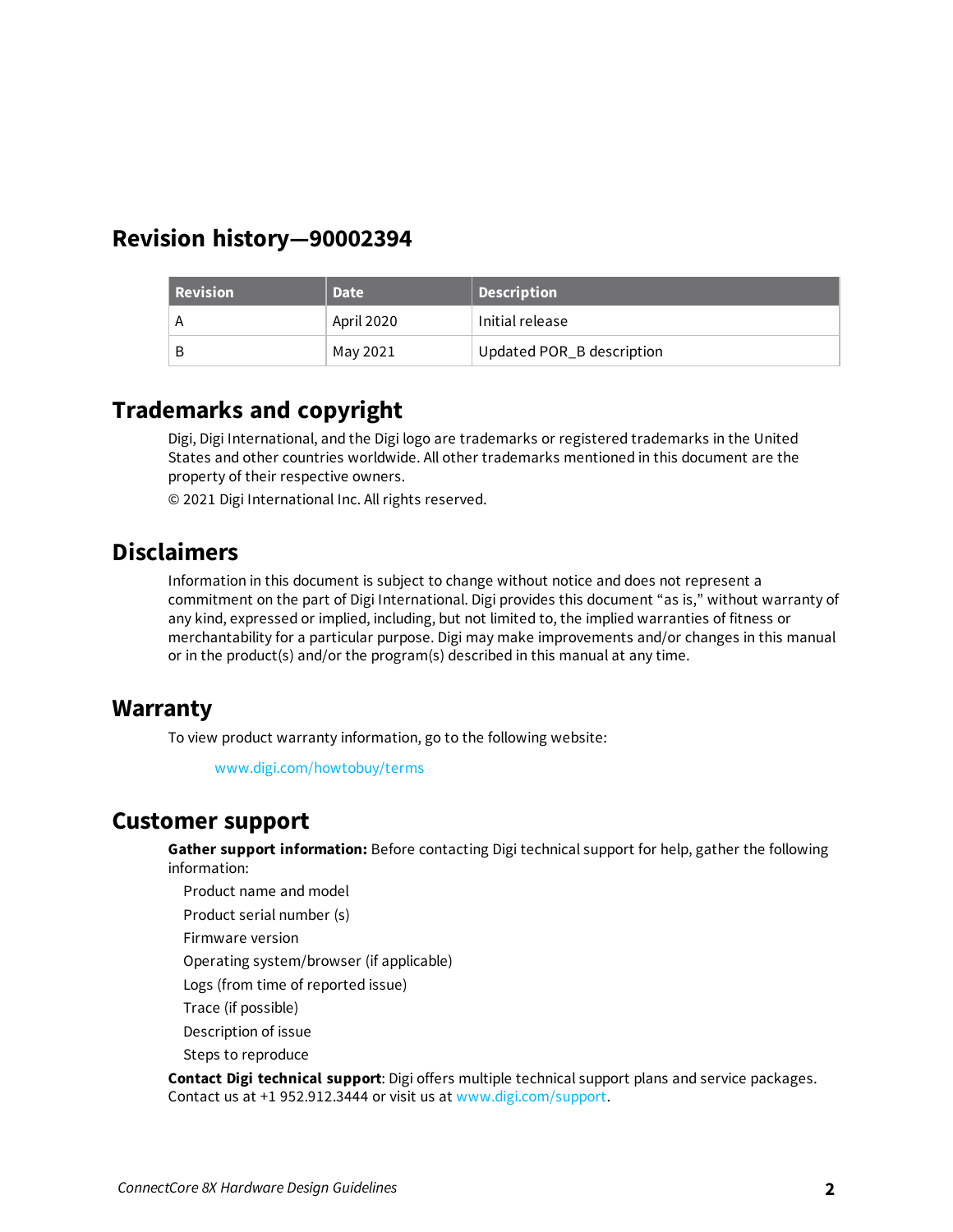## Revision history—90002394

| Revision | Date | Description |
| --- | --- | --- |
| A | April 2020 | Initial release |
| B | May 2021 | Updated POR_B description |

## Trademarks and copyright

Digi, Digi International, and the Digi logo are trademarks or registered trademarks in the United States and other countries worldwide. All other trademarks mentioned in this document are the property of their respective owners.

© 2021 Digi International Inc. All rights reserved.

## Disclaimers

Information in this document is subject to change without notice and does not represent a commitment on the part of Digi International. Digi provides this document "as is," without warranty of any kind, expressed or implied, including, but not limited to, the implied warranties of fitness or merchantability for a particular purpose. Digi may make improvements and/or changes in this manual or in the product(s) and/or the program(s) described in this manual at any time.

## Warranty

To view product warranty information, go to the following website:

www.digi.com/howtobuy/terms

## Customer support

**Gather support information:** Before contacting Digi technical support for help, gather the following information:

- Product name and model
- Product serial number (s)
- Firmware version
- Operating system/browser (if applicable)
- Logs (from time of reported issue)
- Trace (if possible)
- Description of issue
- Steps to reproduce

**Contact Digi technical support**: Digi offers multiple technical support plans and service packages. Contact us at +1 952.912.3444 or visit us at www.digi.com/support.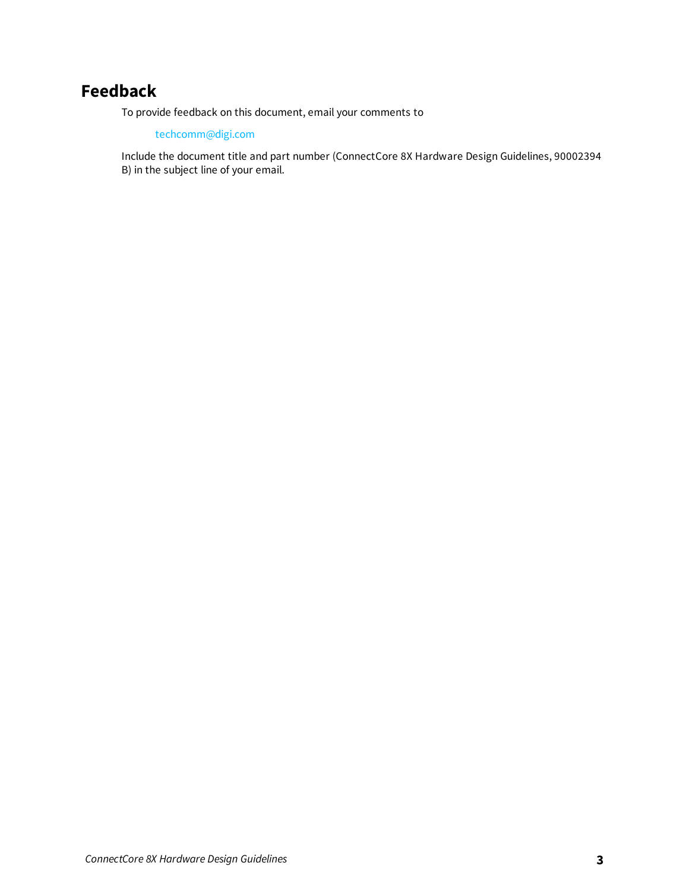# Feedback

To provide feedback on this document, email your comments to

techcomm@digi.com

Include the document title and part number (ConnectCore 8X Hardware Design Guidelines, 90002394 B) in the subject line of your email.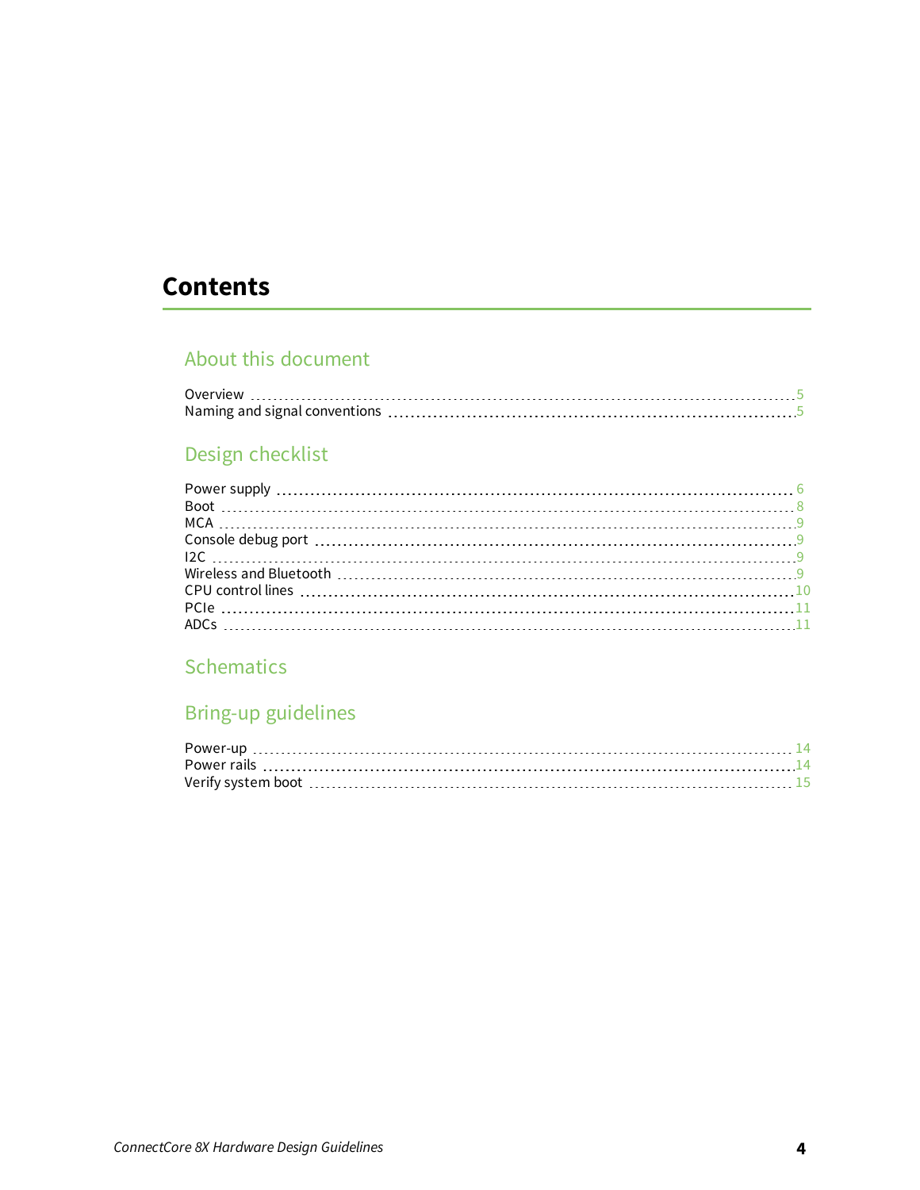# Contents

## About this document

Overview ..... 5
Naming and signal conventions ..... 5

## Design checklist

Power supply ..... 6
Boot ..... 8
MCA ..... 9
Console debug port ..... 9
I2C ..... 9
Wireless and Bluetooth ..... 9
CPU control lines ..... 10
PCIe ..... 11
ADCs ..... 11

## Schematics

## Bring-up guidelines

Power-up ..... 14
Power rails ..... 14
Verify system boot ..... 15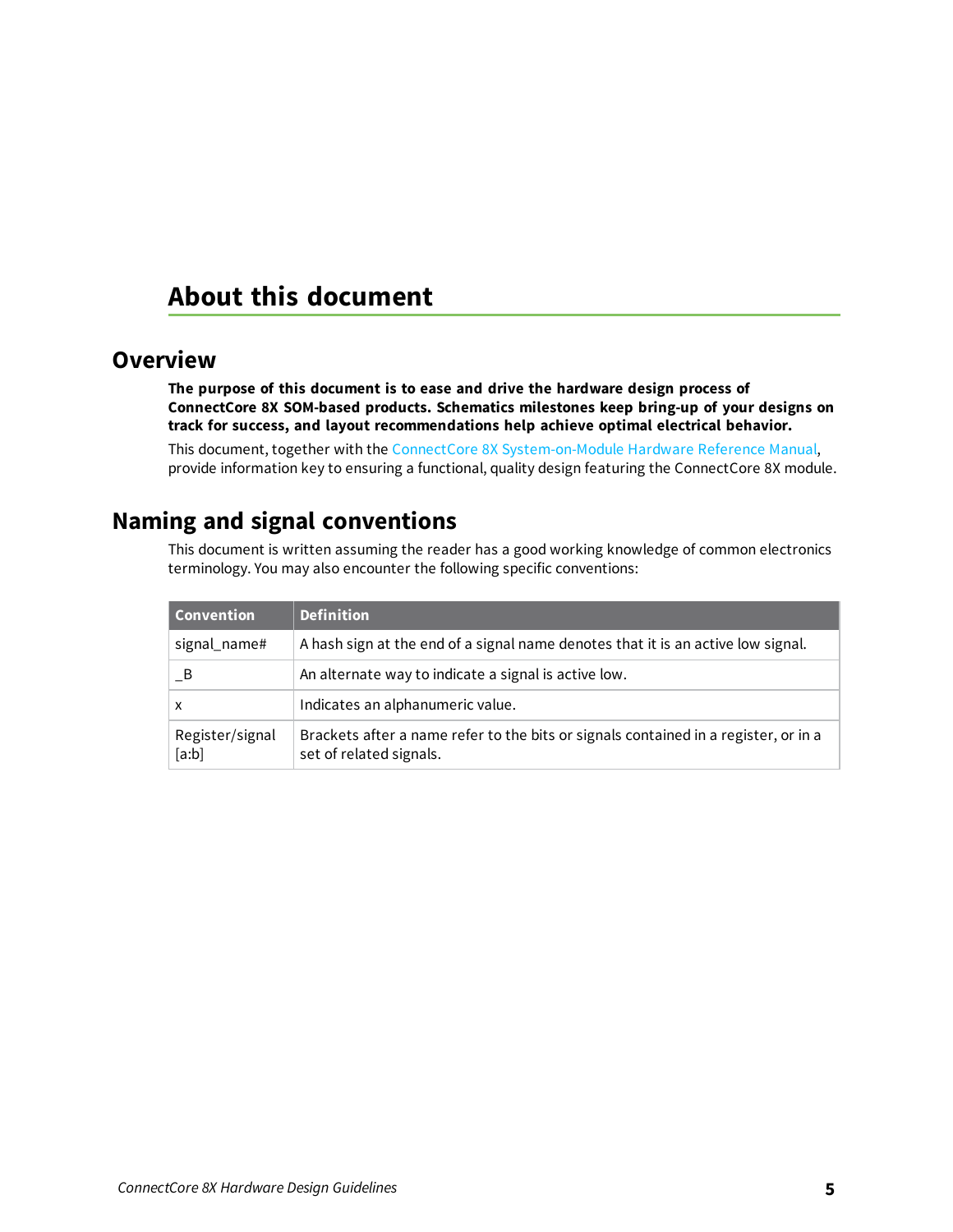# About this document

## Overview

**The purpose of this document is to ease and drive the hardware design process of ConnectCore 8X SOM-based products. Schematics milestones keep bring-up of your designs on track for success, and layout recommendations help achieve optimal electrical behavior.**

This document, together with the ConnectCore 8X System-on-Module Hardware Reference Manual, provide information key to ensuring a functional, quality design featuring the ConnectCore 8X module.

## Naming and signal conventions

This document is written assuming the reader has a good working knowledge of common electronics terminology. You may also encounter the following specific conventions:

| Convention | Definition |
| --- | --- |
| signal_name# | A hash sign at the end of a signal name denotes that it is an active low signal. |
| _B | An alternate way to indicate a signal is active low. |
| x | Indicates an alphanumeric value. |
| Register/signal [a:b] | Brackets after a name refer to the bits or signals contained in a register, or in a set of related signals. |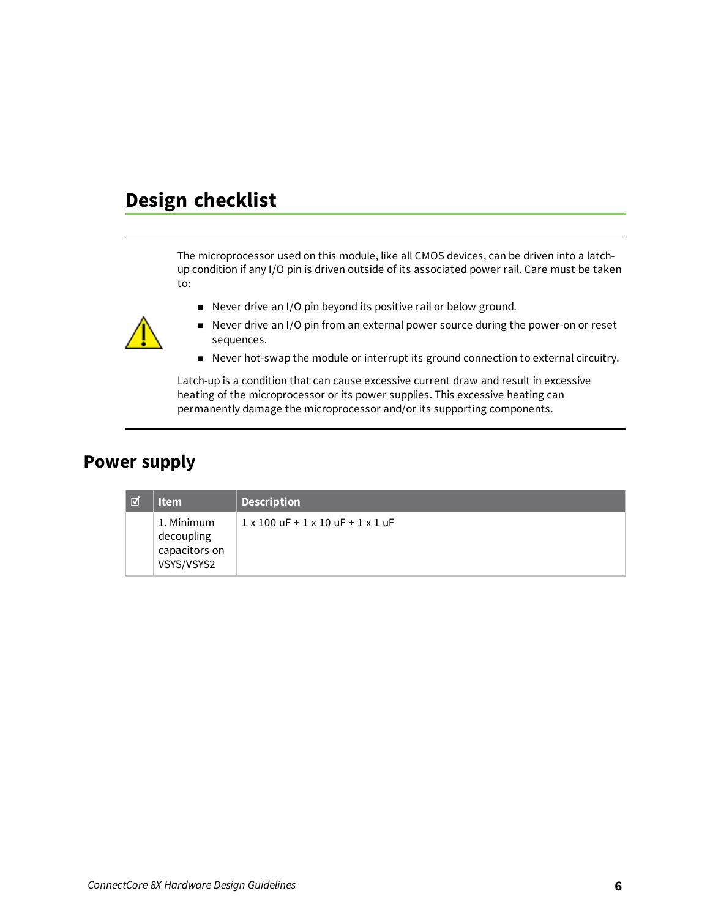# Design checklist

The microprocessor used on this module, like all CMOS devices, can be driven into a latch-up condition if any I/O pin is driven outside of its associated power rail. Care must be taken to:

- Never drive an I/O pin beyond its positive rail or below ground.
- Never drive an I/O pin from an external power source during the power-on or reset sequences.
- Never hot-swap the module or interrupt its ground connection to external circuitry.

Latch-up is a condition that can cause excessive current draw and result in excessive heating of the microprocessor or its power supplies. This excessive heating can permanently damage the microprocessor and/or its supporting components.

## Power supply

| ☑ | Item | Description |
| --- | --- | --- |
| | 1. Minimum decoupling capacitors on VSYS/VSYS2 | 1 x 100 uF + 1 x 10 uF + 1 x 1 uF |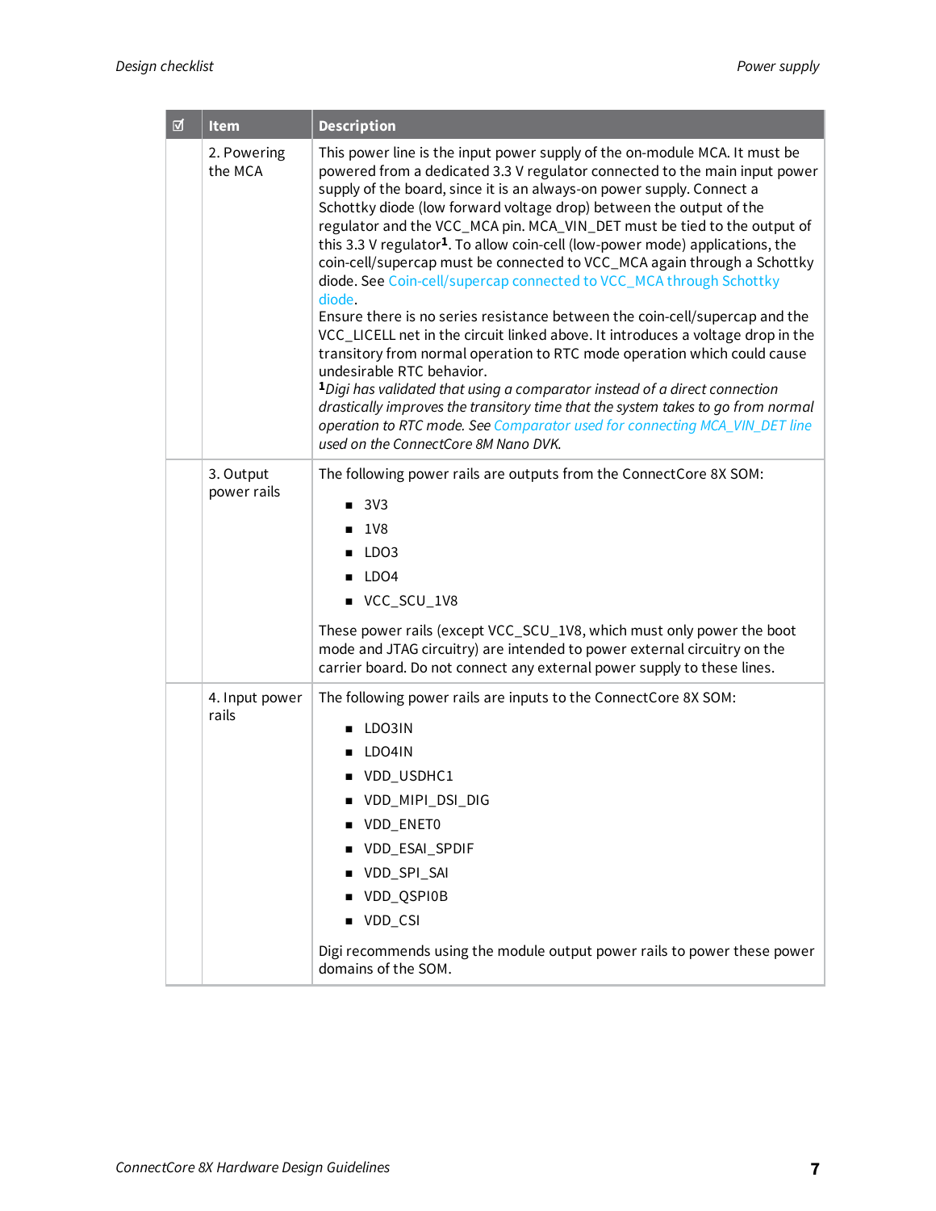| ☑ | Item | Description |
|---|---|---|
| | 2. Powering the MCA | This power line is the input power supply of the on-module MCA. It must be powered from a dedicated 3.3 V regulator connected to the main input power supply of the board, since it is an always-on power supply. Connect a Schottky diode (low forward voltage drop) between the output of the regulator and the VCC_MCA pin. MCA_VIN_DET must be tied to the output of this 3.3 V regulator[1]. To allow coin-cell (low-power mode) applications, the coin-cell/supercap must be connected to VCC_MCA again through a Schottky diode. See Coin-cell/supercap connected to VCC_MCA through Schottky diode.<br>Ensure there is no series resistance between the coin-cell/supercap and the VCC_LICELL net in the circuit linked above. It introduces a voltage drop in the transitory from normal operation to RTC mode operation which could cause undesirable RTC behavior.<br>[1]*Digi has validated that using a comparator instead of a direct connection drastically improves the transitory time that the system takes to go from normal operation to RTC mode. See Comparator used for connecting MCA_VIN_DET line used on the ConnectCore 8M Nano DVK.* |
| | 3. Output power rails | The following power rails are outputs from the ConnectCore 8X SOM:<br>■ 3V3<br>■ 1V8<br>■ LDO3<br>■ LDO4<br>■ VCC_SCU_1V8<br>These power rails (except VCC_SCU_1V8, which must only power the boot mode and JTAG circuitry) are intended to power external circuitry on the carrier board. Do not connect any external power supply to these lines. |
| | 4. Input power rails | The following power rails are inputs to the ConnectCore 8X SOM:<br>■ LDO3IN<br>■ LDO4IN<br>■ VDD_USDHC1<br>■ VDD_MIPI_DSI_DIG<br>■ VDD_ENET0<br>■ VDD_ESAI_SPDIF<br>■ VDD_SPI_SAI<br>■ VDD_QSPI0B<br>■ VDD_CSI<br>Digi recommends using the module output power rails to power these power domains of the SOM. |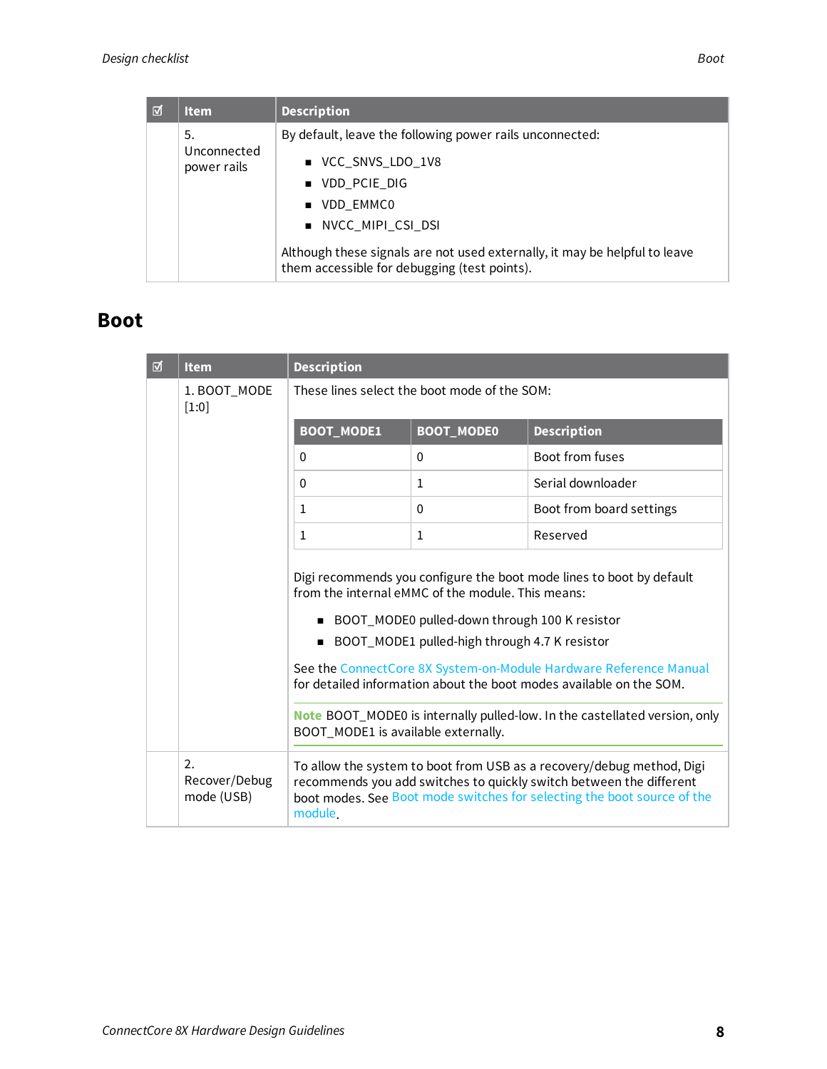| ☑ | Item | Description |
|---|---|---|
| | 5. Unconnected power rails | By default, leave the following power rails unconnected:<br>▪ VCC_SNVS_LDO_1V8<br>▪ VDD_PCIE_DIG<br>▪ VDD_EMMC0<br>▪ NVCC_MIPI_CSI_DSI<br><br>Although these signals are not used externally, it may be helpful to leave them accessible for debugging (test points). |

## Boot

| ☑ | Item | Description |
|---|---|---|
| | 1. BOOT_MODE [1:0] | These lines select the boot mode of the SOM:<br><br>BOOT_MODE1 = 0, BOOT_MODE0 = 0: Boot from fuses<br>BOOT_MODE1 = 0, BOOT_MODE0 = 1: Serial downloader<br>BOOT_MODE1 = 1, BOOT_MODE0 = 0: Boot from board settings<br>BOOT_MODE1 = 1, BOOT_MODE0 = 1: Reserved<br><br>Digi recommends you configure the boot mode lines to boot by default from the internal eMMC of the module. This means:<br>▪ BOOT_MODE0 pulled-down through 100 K resistor<br>▪ BOOT_MODE1 pulled-high through 4.7 K resistor<br><br>See the ConnectCore 8X System-on-Module Hardware Reference Manual for detailed information about the boot modes available on the SOM.<br><br>**Note** BOOT_MODE0 is internally pulled-low. In the castellated version, only BOOT_MODE1 is available externally. |
| | 2. Recover/Debug mode (USB) | To allow the system to boot from USB as a recovery/debug method, Digi recommends you add switches to quickly switch between the different boot modes. See Boot mode switches for selecting the boot source of the module. |

| BOOT_MODE1 | BOOT_MODE0 | Description |
|---|---|---|
| 0 | 0 | Boot from fuses |
| 0 | 1 | Serial downloader |
| 1 | 0 | Boot from board settings |
| 1 | 1 | Reserved |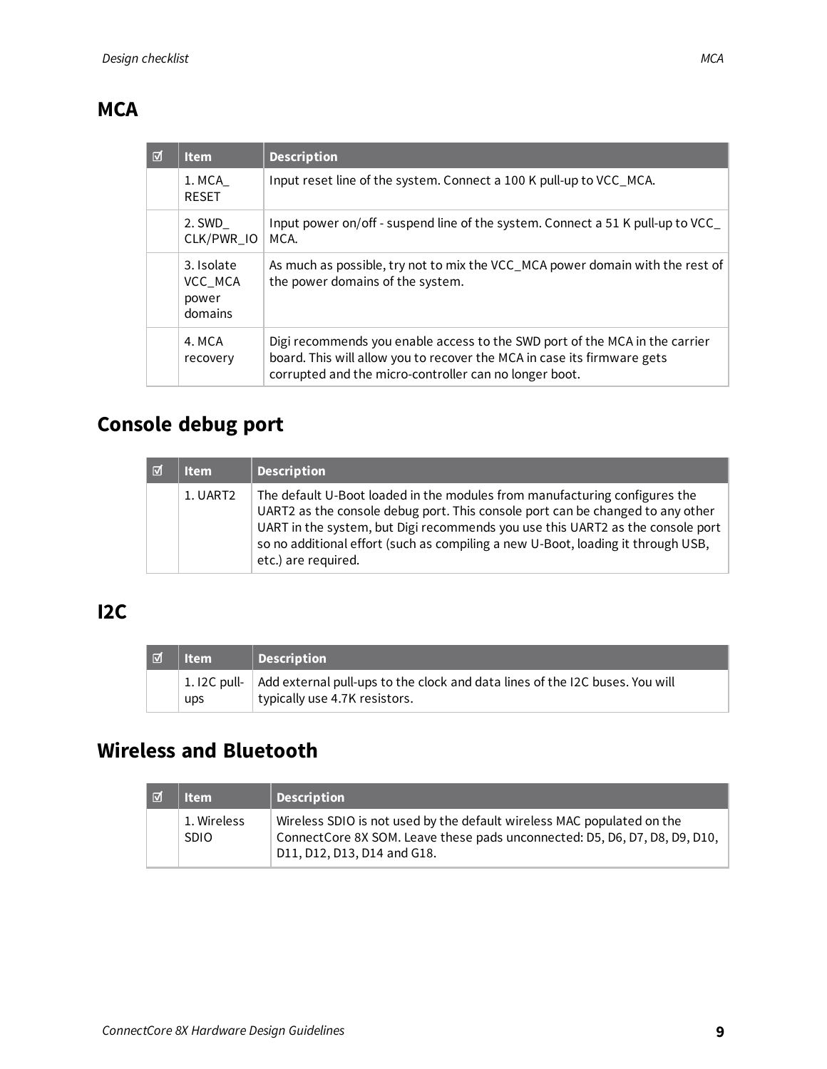## MCA

| ☑ | Item | Description |
|---|---|---|
| | 1. MCA_RESET | Input reset line of the system. Connect a 100 K pull-up to VCC_MCA. |
| | 2. SWD_CLK/PWR_IO | Input power on/off - suspend line of the system. Connect a 51 K pull-up to VCC_MCA. |
| | 3. Isolate VCC_MCA power domains | As much as possible, try not to mix the VCC_MCA power domain with the rest of the power domains of the system. |
| | 4. MCA recovery | Digi recommends you enable access to the SWD port of the MCA in the carrier board. This will allow you to recover the MCA in case its firmware gets corrupted and the micro-controller can no longer boot. |

## Console debug port

| ☑ | Item | Description |
|---|---|---|
| | 1. UART2 | The default U-Boot loaded in the modules from manufacturing configures the UART2 as the console debug port. This console port can be changed to any other UART in the system, but Digi recommends you use this UART2 as the console port so no additional effort (such as compiling a new U-Boot, loading it through USB, etc.) are required. |

## I2C

| ☑ | Item | Description |
|---|---|---|
| | 1. I2C pull-ups | Add external pull-ups to the clock and data lines of the I2C buses. You will typically use 4.7K resistors. |

## Wireless and Bluetooth

| ☑ | Item | Description |
|---|---|---|
| | 1. Wireless SDIO | Wireless SDIO is not used by the default wireless MAC populated on the ConnectCore 8X SOM. Leave these pads unconnected: D5, D6, D7, D8, D9, D10, D11, D12, D13, D14 and G18. |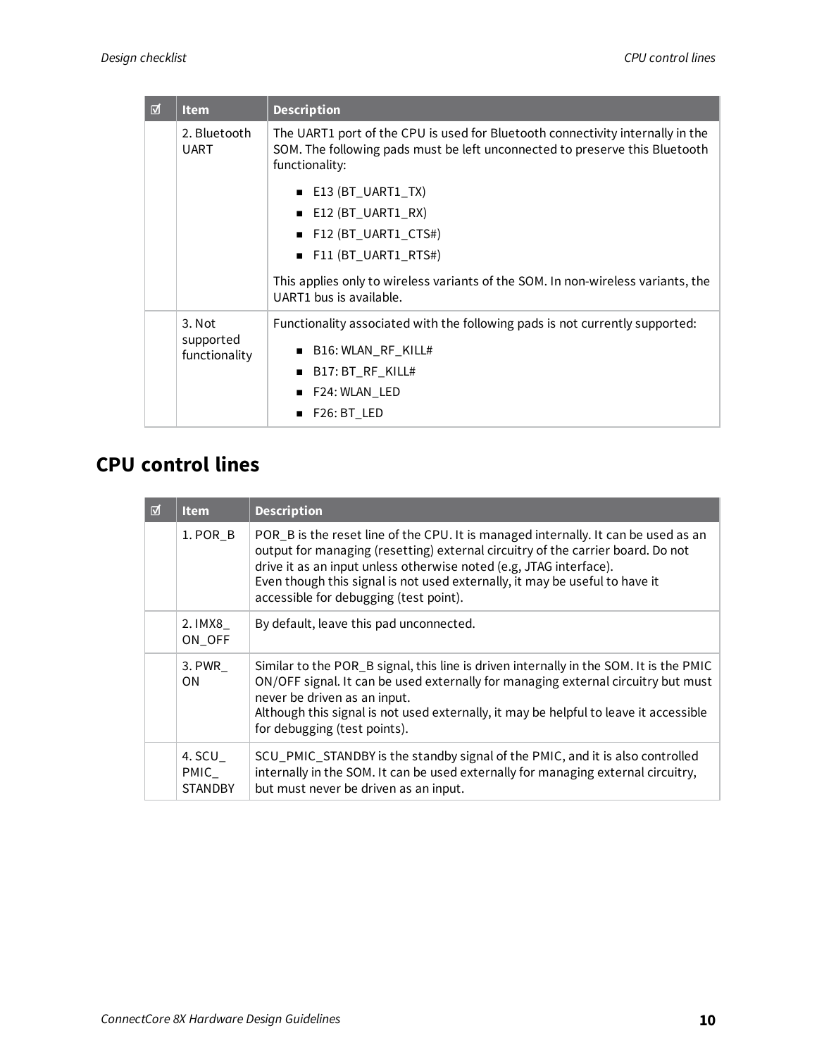| ☑ | Item | Description |
|---|---|---|
| | 2. Bluetooth UART | The UART1 port of the CPU is used for Bluetooth connectivity internally in the SOM. The following pads must be left unconnected to preserve this Bluetooth functionality:<br>■ E13 (BT_UART1_TX)<br>■ E12 (BT_UART1_RX)<br>■ F12 (BT_UART1_CTS#)<br>■ F11 (BT_UART1_RTS#)<br>This applies only to wireless variants of the SOM. In non-wireless variants, the UART1 bus is available. |
| | 3. Not supported functionality | Functionality associated with the following pads is not currently supported:<br>■ B16: WLAN_RF_KILL#<br>■ B17: BT_RF_KILL#<br>■ F24: WLAN_LED<br>■ F26: BT_LED |

## CPU control lines

| ☑ | Item | Description |
|---|---|---|
| | 1. POR_B | POR_B is the reset line of the CPU. It is managed internally. It can be used as an output for managing (resetting) external circuitry of the carrier board. Do not drive it as an input unless otherwise noted (e.g, JTAG interface).<br>Even though this signal is not used externally, it may be useful to have it accessible for debugging (test point). |
| | 2. IMX8_ ON_OFF | By default, leave this pad unconnected. |
| | 3. PWR_ ON | Similar to the POR_B signal, this line is driven internally in the SOM. It is the PMIC ON/OFF signal. It can be used externally for managing external circuitry but must never be driven as an input.<br>Although this signal is not used externally, it may be helpful to leave it accessible for debugging (test points). |
| | 4. SCU_ PMIC_ STANDBY | SCU_PMIC_STANDBY is the standby signal of the PMIC, and it is also controlled internally in the SOM. It can be used externally for managing external circuitry, but must never be driven as an input. |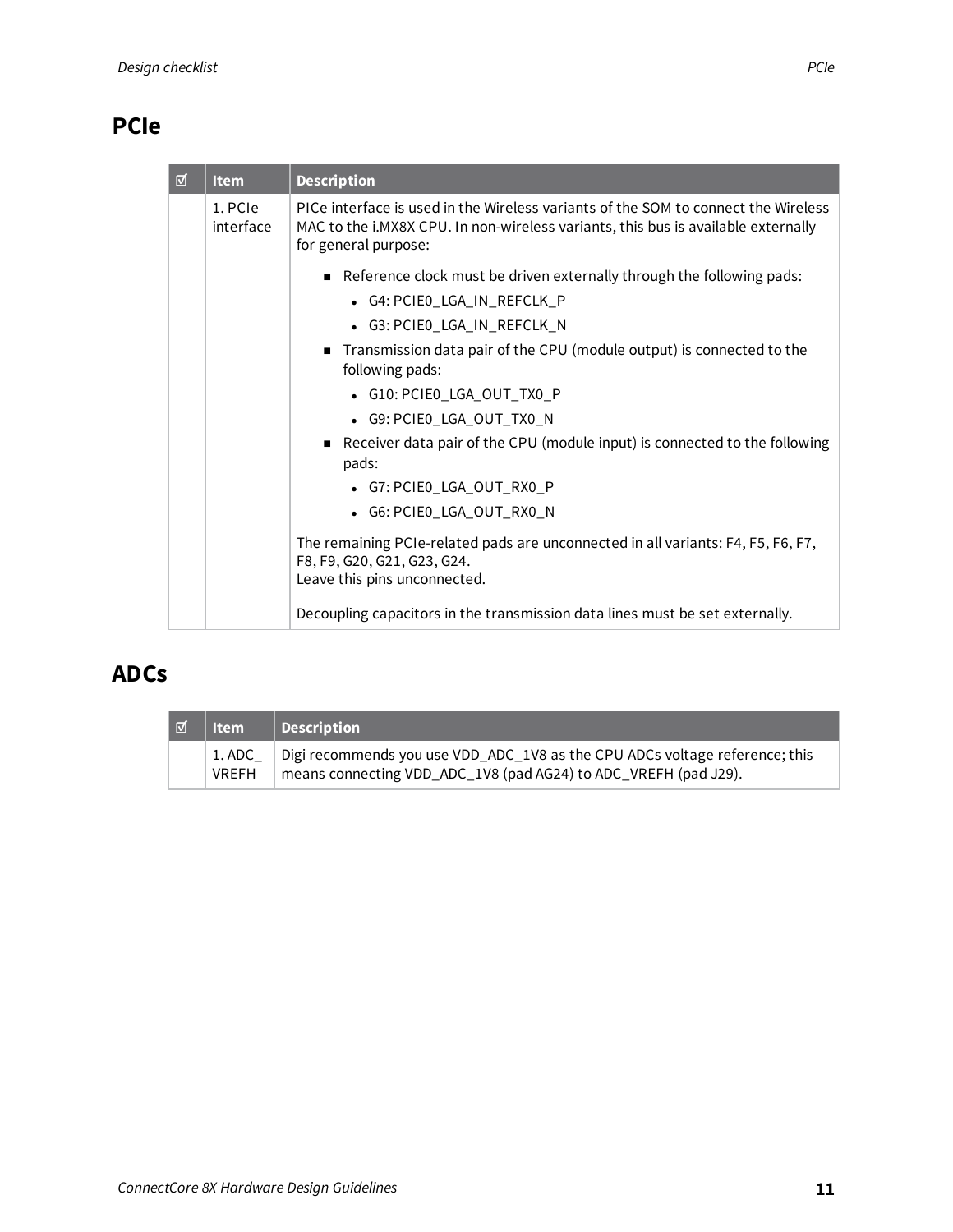## PCIe

| ☑ | Item | Description |
|---|---|---|
| | 1. PCIe interface | PICe interface is used in the Wireless variants of the SOM to connect the Wireless MAC to the i.MX8X CPU. In non-wireless variants, this bus is available externally for general purpose:<br><br>■ Reference clock must be driven externally through the following pads:<br>• G4: PCIE0_LGA_IN_REFCLK_P<br>• G3: PCIE0_LGA_IN_REFCLK_N<br>■ Transmission data pair of the CPU (module output) is connected to the following pads:<br>• G10: PCIE0_LGA_OUT_TX0_P<br>• G9: PCIE0_LGA_OUT_TX0_N<br>■ Receiver data pair of the CPU (module input) is connected to the following pads:<br>• G7: PCIE0_LGA_OUT_RX0_P<br>• G6: PCIE0_LGA_OUT_RX0_N<br><br>The remaining PCIe-related pads are unconnected in all variants: F4, F5, F6, F7, F8, F9, G20, G21, G23, G24.<br>Leave this pins unconnected.<br><br>Decoupling capacitors in the transmission data lines must be set externally. |

## ADCs

| ☑ | Item | Description |
|---|---|---|
| | 1. ADC_VREFH | Digi recommends you use VDD_ADC_1V8 as the CPU ADCs voltage reference; this means connecting VDD_ADC_1V8 (pad AG24) to ADC_VREFH (pad J29). |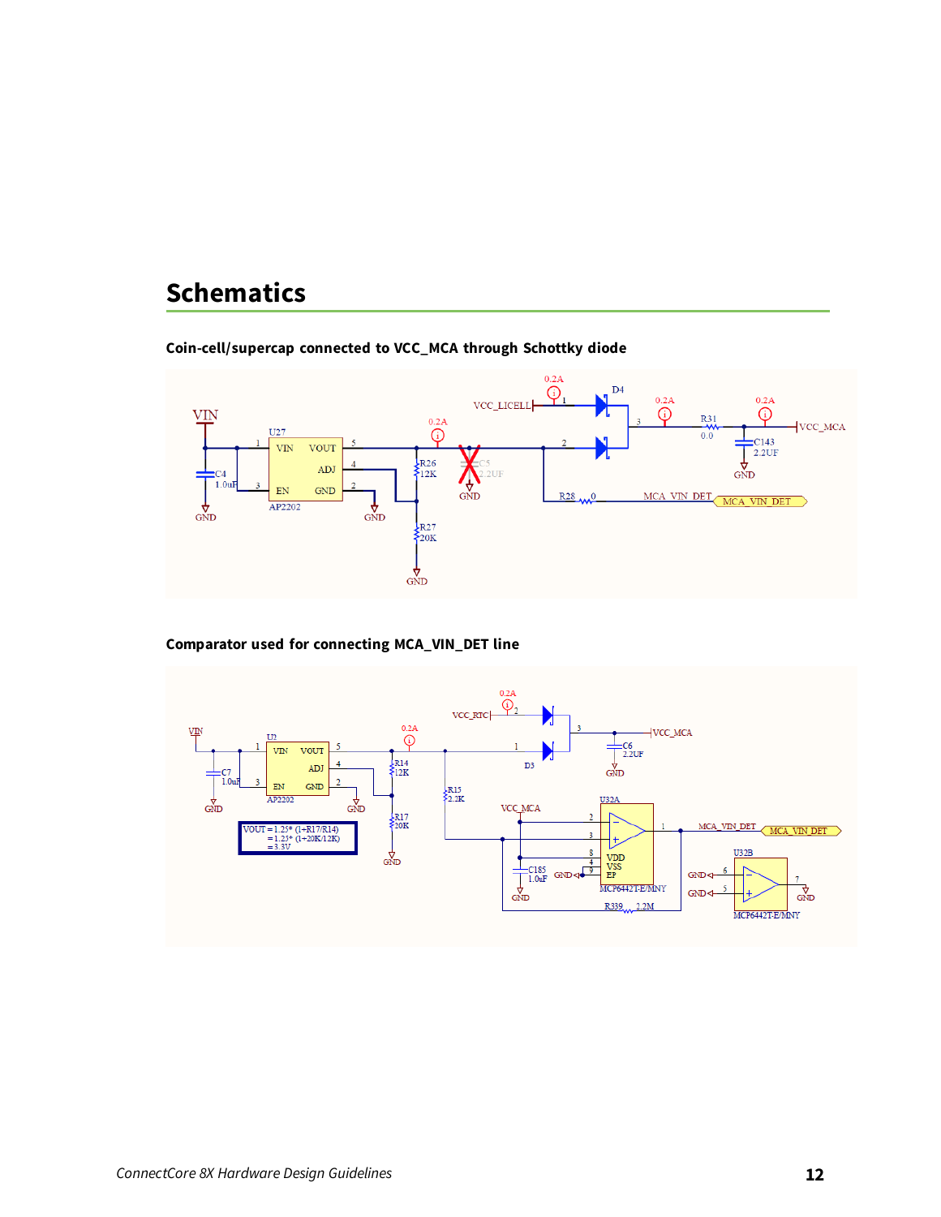## Schematics

### Coin-cell/supercap connected to VCC_MCA through Schottky diode

### Comparator used for connecting MCA_VIN_DET line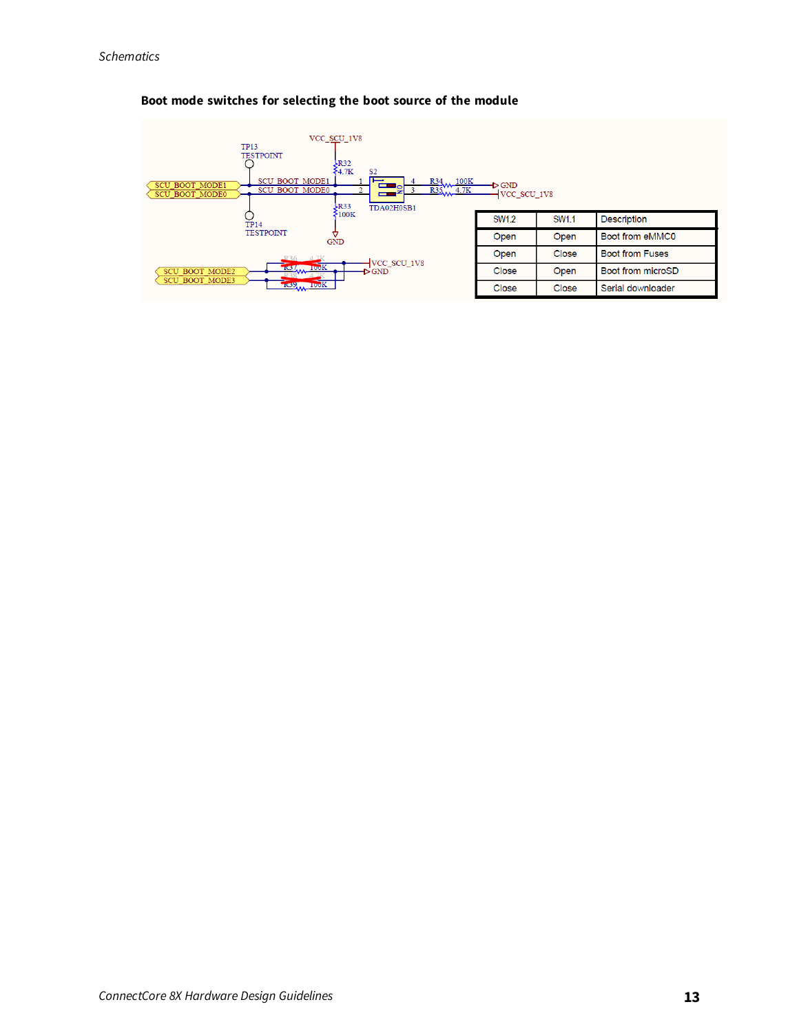### Boot mode switches for selecting the boot source of the module

| SW1.2 | SW1.1 | Description |
|---|---|---|
| Open | Open | Boot from eMMC0 |
| Open | Close | Boot from Fuses |
| Close | Open | Boot from microSD |
| Close | Close | Serial downloader |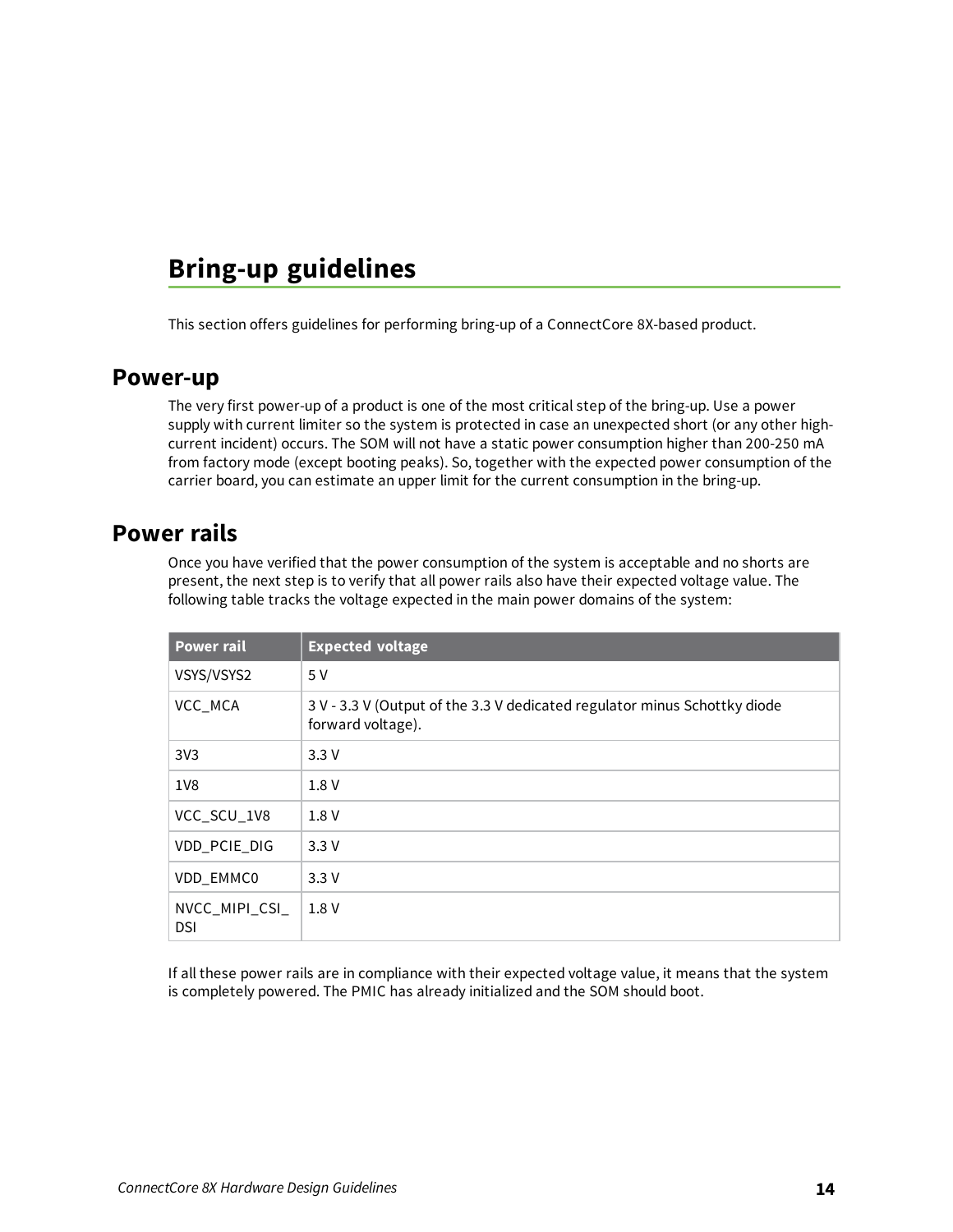# Bring-up guidelines

This section offers guidelines for performing bring-up of a ConnectCore 8X-based product.

## Power-up

The very first power-up of a product is one of the most critical step of the bring-up. Use a power supply with current limiter so the system is protected in case an unexpected short (or any other high-current incident) occurs. The SOM will not have a static power consumption higher than 200-250 mA from factory mode (except booting peaks). So, together with the expected power consumption of the carrier board, you can estimate an upper limit for the current consumption in the bring-up.

## Power rails

Once you have verified that the power consumption of the system is acceptable and no shorts are present, the next step is to verify that all power rails also have their expected voltage value. The following table tracks the voltage expected in the main power domains of the system:

| Power rail | Expected voltage |
|---|---|
| VSYS/VSYS2 | 5 V |
| VCC_MCA | 3 V - 3.3 V (Output of the 3.3 V dedicated regulator minus Schottky diode forward voltage). |
| 3V3 | 3.3 V |
| 1V8 | 1.8 V |
| VCC_SCU_1V8 | 1.8 V |
| VDD_PCIE_DIG | 3.3 V |
| VDD_EMMC0 | 3.3 V |
| NVCC_MIPI_CSI_DSI | 1.8 V |

If all these power rails are in compliance with their expected voltage value, it means that the system is completely powered. The PMIC has already initialized and the SOM should boot.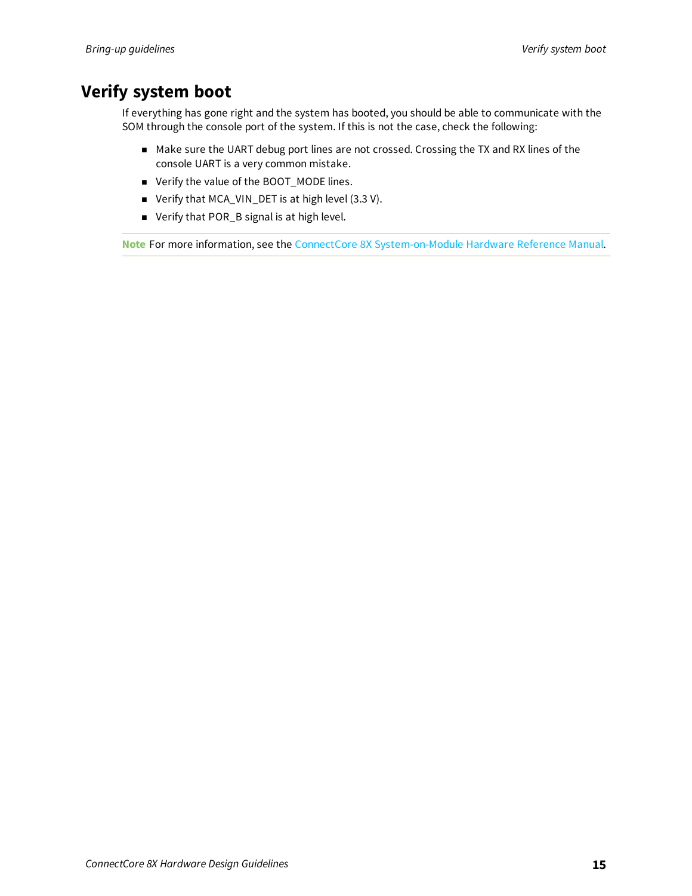# Verify system boot

If everything has gone right and the system has booted, you should be able to communicate with the SOM through the console port of the system. If this is not the case, check the following:

- Make sure the UART debug port lines are not crossed. Crossing the TX and RX lines of the console UART is a very common mistake.
- Verify the value of the BOOT_MODE lines.
- Verify that MCA_VIN_DET is at high level (3.3 V).
- Verify that POR_B signal is at high level.

**Note** For more information, see the ConnectCore 8X System-on-Module Hardware Reference Manual.